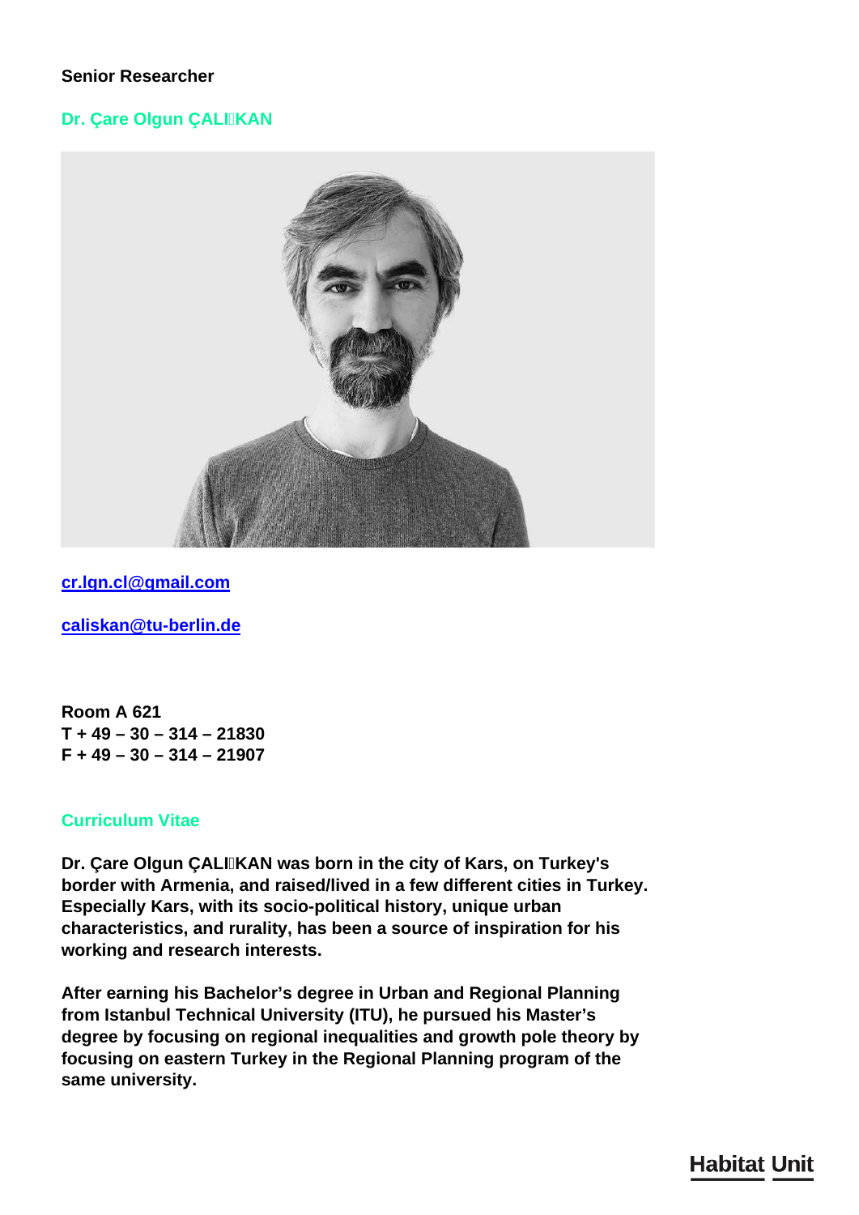**Senior Researcher**

## Dr. Çare Olgun ÇALIŞKAN

[cr.lgn.cl@gmail.com](mailto:cr.lgn.cl@gmail.com)

[caliskan@tu-berlin.de](mailto:caliskan@tu-berlin.de)

**Room A 621**
**T + 49 – 30 – 314 – 21830**
**F + 49 – 30 – 314 – 21907**

## Curriculum Vitae

**Dr. Çare Olgun ÇALIŞKAN was born in the city of Kars, on Turkey's border with Armenia, and raised/lived in a few different cities in Turkey. Especially Kars, with its socio-political history, unique urban characteristics, and rurality, has been a source of inspiration for his working and research interests.**

**After earning his Bachelor's degree in Urban and Regional Planning from Istanbul Technical University (ITU), he pursued his Master's degree by focusing on regional inequalities and growth pole theory by focusing on eastern Turkey in the Regional Planning program of the same university.**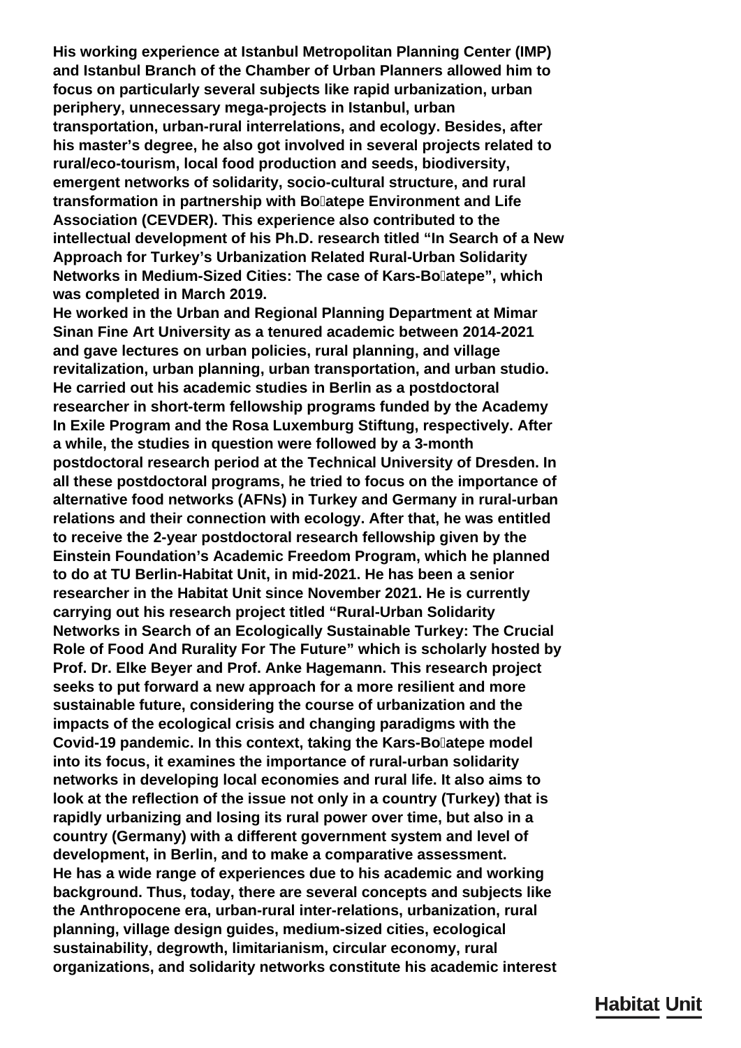**His working experience at Istanbul Metropolitan Planning Center (IMP) and Istanbul Branch of the Chamber of Urban Planners allowed him to focus on particularly several subjects like rapid urbanization, urban periphery, unnecessary mega-projects in Istanbul, urban transportation, urban-rural interrelations, and ecology. Besides, after his master's degree, he also got involved in several projects related to rural/eco-tourism, local food production and seeds, biodiversity, emergent networks of solidarity, socio-cultural structure, and rural transformation in partnership with Bo�atepe Environment and Life Association (CEVDER). This experience also contributed to the intellectual development of his Ph.D. research titled "In Search of a New Approach for Turkey's Urbanization Related Rural-Urban Solidarity Networks in Medium-Sized Cities: The case of Kars-Bo�atepe", which was completed in March 2019.**

**He worked in the Urban and Regional Planning Department at Mimar Sinan Fine Art University as a tenured academic between 2014-2021 and gave lectures on urban policies, rural planning, and village revitalization, urban planning, urban transportation, and urban studio. He carried out his academic studies in Berlin as a postdoctoral researcher in short-term fellowship programs funded by the Academy In Exile Program and the Rosa Luxemburg Stiftung, respectively. After a while, the studies in question were followed by a 3-month postdoctoral research period at the Technical University of Dresden. In all these postdoctoral programs, he tried to focus on the importance of alternative food networks (AFNs) in Turkey and Germany in rural-urban relations and their connection with ecology. After that, he was entitled to receive the 2-year postdoctoral research fellowship given by the Einstein Foundation's Academic Freedom Program, which he planned to do at TU Berlin-Habitat Unit, in mid-2021. He has been a senior researcher in the Habitat Unit since November 2021. He is currently carrying out his research project titled "Rural-Urban Solidarity Networks in Search of an Ecologically Sustainable Turkey: The Crucial Role of Food And Rurality For The Future" which is scholarly hosted by Prof. Dr. Elke Beyer and Prof. Anke Hagemann. This research project seeks to put forward a new approach for a more resilient and more sustainable future, considering the course of urbanization and the impacts of the ecological crisis and changing paradigms with the Covid-19 pandemic. In this context, taking the Kars-Bo�atepe model into its focus, it examines the importance of rural-urban solidarity networks in developing local economies and rural life. It also aims to look at the reflection of the issue not only in a country (Turkey) that is rapidly urbanizing and losing its rural power over time, but also in a country (Germany) with a different government system and level of development, in Berlin, and to make a comparative assessment.**

**He has a wide range of experiences due to his academic and working background. Thus, today, there are several concepts and subjects like the Anthropocene era, urban-rural inter-relations, urbanization, rural planning, village design guides, medium-sized cities, ecological sustainability, degrowth, limitarianism, circular economy, rural organizations, and solidarity networks constitute his academic interest**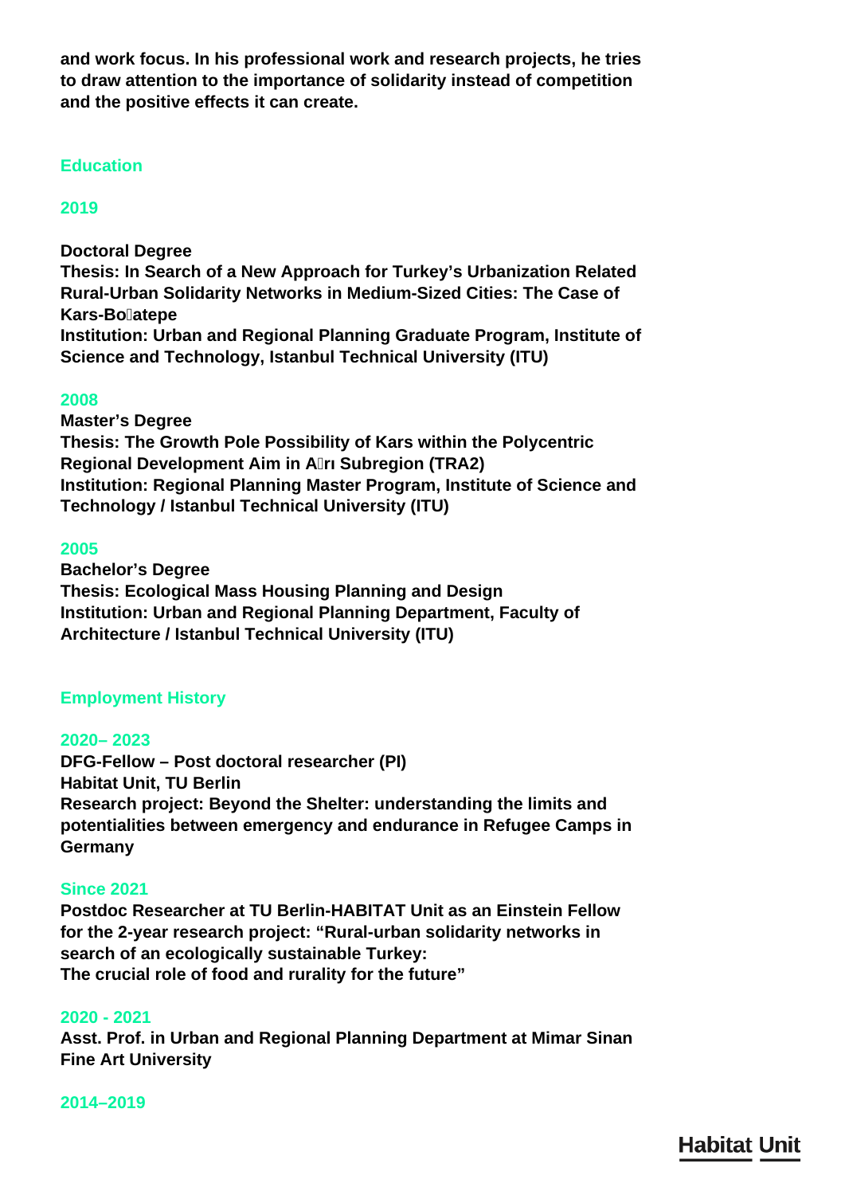**and work focus. In his professional work and research projects, he tries to draw attention to the importance of solidarity instead of competition and the positive effects it can create.**

## Education

### 2019

**Doctoral Degree**
**Thesis: In Search of a New Approach for Turkey's Urbanization Related Rural-Urban Solidarity Networks in Medium-Sized Cities: The Case of Kars-Bo�atepe**
**Institution: Urban and Regional Planning Graduate Program, Institute of Science and Technology, Istanbul Technical University (ITU)**

### 2008

**Master's Degree**
**Thesis: The Growth Pole Possibility of Kars within the Polycentric Regional Development Aim in A�rı Subregion (TRA2)**
**Institution: Regional Planning Master Program, Institute of Science and Technology / Istanbul Technical University (ITU)**

### 2005

**Bachelor's Degree**
**Thesis: Ecological Mass Housing Planning and Design**
**Institution: Urban and Regional Planning Department, Faculty of Architecture / Istanbul Technical University (ITU)**

## Employment History

### 2020– 2023

**DFG-Fellow – Post doctoral researcher (PI)**
**Habitat Unit, TU Berlin**
**Research project: Beyond the Shelter: understanding the limits and potentialities between emergency and endurance in Refugee Camps in Germany**

### Since 2021

**Postdoc Researcher at TU Berlin-HABITAT Unit as an Einstein Fellow for the 2-year research project: "Rural-urban solidarity networks in search of an ecologically sustainable Turkey:**
**The crucial role of food and rurality for the future"**

### 2020 - 2021

**Asst. Prof. in Urban and Regional Planning Department at Mimar Sinan Fine Art University**

### 2014–2019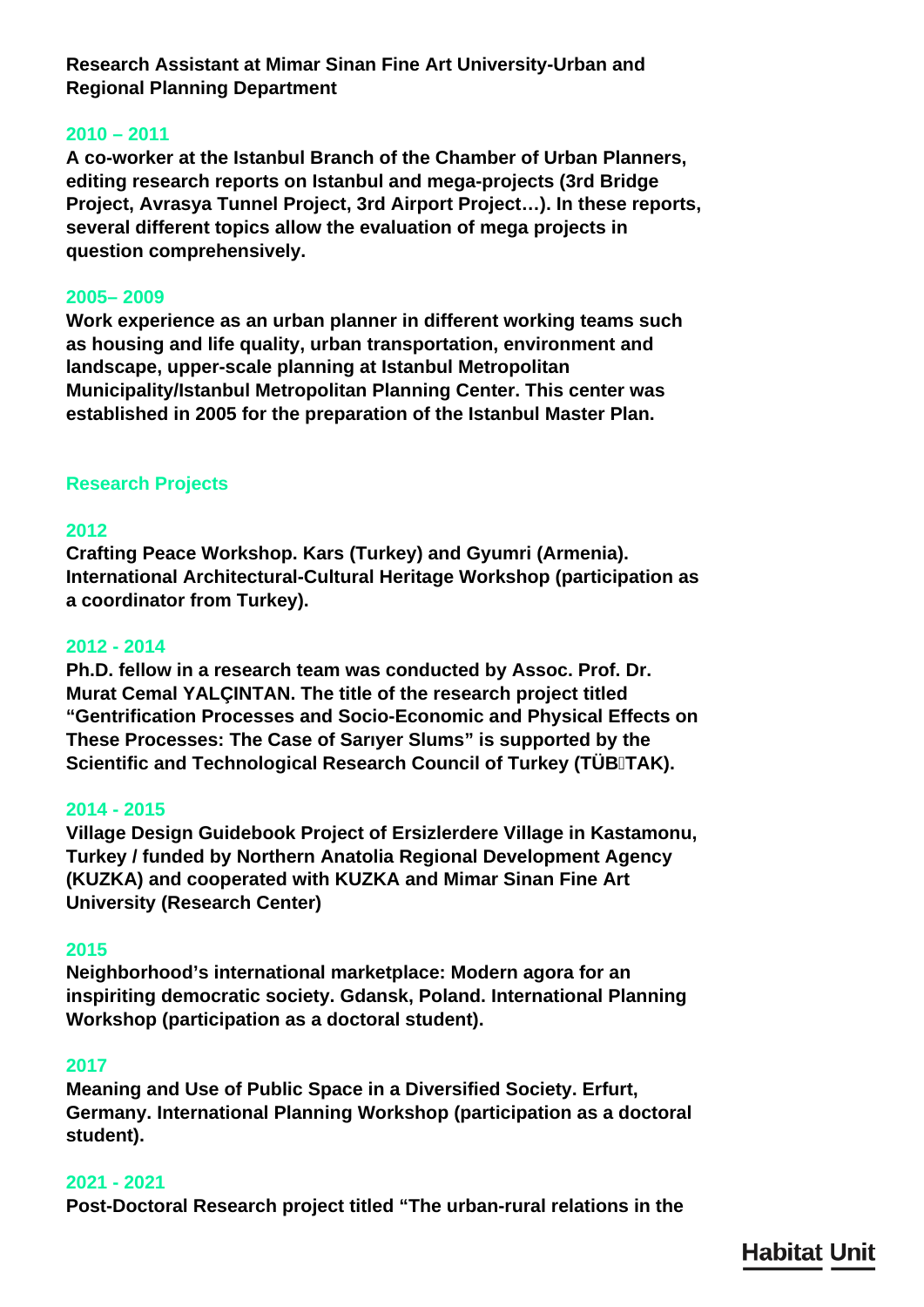**Research Assistant at Mimar Sinan Fine Art University-Urban and Regional Planning Department**

**2010 – 2011**

**A co-worker at the Istanbul Branch of the Chamber of Urban Planners, editing research reports on Istanbul and mega-projects (3rd Bridge Project, Avrasya Tunnel Project, 3rd Airport Project…). In these reports, several different topics allow the evaluation of mega projects in question comprehensively.**

**2005– 2009**

**Work experience as an urban planner in different working teams such as housing and life quality, urban transportation, environment and landscape, upper-scale planning at Istanbul Metropolitan Municipality/Istanbul Metropolitan Planning Center. This center was established in 2005 for the preparation of the Istanbul Master Plan.**

## Research Projects

**2012**

**Crafting Peace Workshop. Kars (Turkey) and Gyumri (Armenia). International Architectural-Cultural Heritage Workshop (participation as a coordinator from Turkey).**

**2012 - 2014**

**Ph.D. fellow in a research team was conducted by Assoc. Prof. Dr. Murat Cemal YALÇINTAN. The title of the research project titled "Gentrification Processes and Socio-Economic and Physical Effects on These Processes: The Case of Sarıyer Slums" is supported by the Scientific and Technological Research Council of Turkey (TÜBİTAK).**

**2014 - 2015**

**Village Design Guidebook Project of Ersizlerdere Village in Kastamonu, Turkey / funded by Northern Anatolia Regional Development Agency (KUZKA) and cooperated with KUZKA and Mimar Sinan Fine Art University (Research Center)**

**2015**

**Neighborhood's international marketplace: Modern agora for an inspiriting democratic society. Gdansk, Poland. International Planning Workshop (participation as a doctoral student).**

**2017**

**Meaning and Use of Public Space in a Diversified Society. Erfurt, Germany. International Planning Workshop (participation as a doctoral student).**

**2021 - 2021**

**Post-Doctoral Research project titled "The urban-rural relations in the**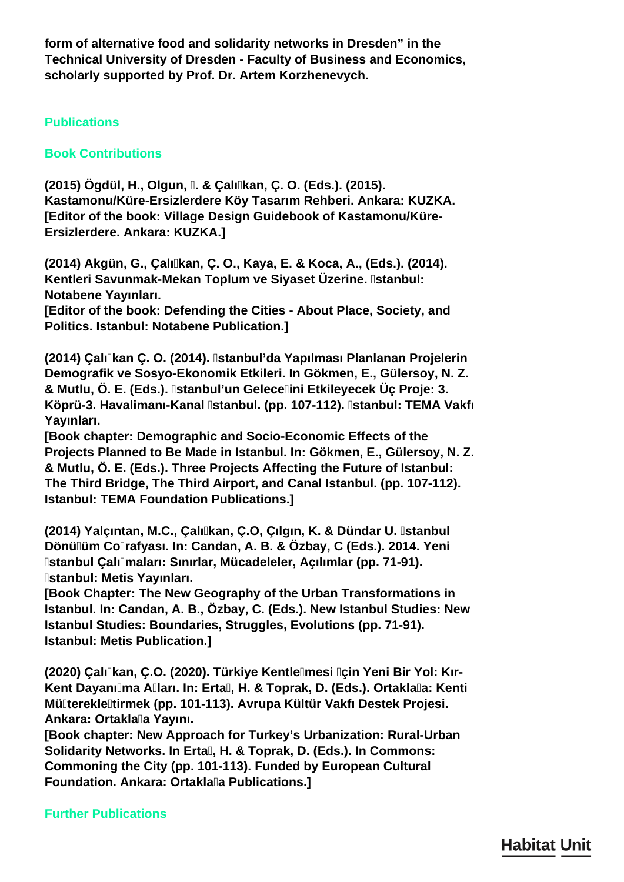**form of alternative food and solidarity networks in Dresden" in the Technical University of Dresden - Faculty of Business and Economics, scholarly supported by Prof. Dr. Artem Korzhenevych.**

## Publications

### Book Contributions

**(2015) Ögdül, H., Olgun, . & Çalıkan, Ç. O. (Eds.). (2015). Kastamonu/Küre-Ersizlerdere Köy Tasarım Rehberi. Ankara: KUZKA. [Editor of the book: Village Design Guidebook of Kastamonu/Küre-Ersizlerdere. Ankara: KUZKA.]**

**(2014) Akgün, G., Çalıkan, Ç. O., Kaya, E. & Koca, A., (Eds.). (2014). Kentleri Savunmak-Mekan Toplum ve Siyaset Üzerine. stanbul: Notabene Yayınları.**
**[Editor of the book: Defending the Cities - About Place, Society, and Politics. Istanbul: Notabene Publication.]**

**(2014) Çalıkan Ç. O. (2014). stanbul'da Yapılması Planlanan Projelerin Demografik ve Sosyo-Ekonomik Etkileri. In Gökmen, E., Gülersoy, N. Z. & Mutlu, Ö. E. (Eds.). stanbul'un Geleceini Etkileyecek Üç Proje: 3. Köprü-3. Havalimanı-Kanal stanbul. (pp. 107-112). stanbul: TEMA Vakfı Yayınları.**
**[Book chapter: Demographic and Socio-Economic Effects of the Projects Planned to Be Made in Istanbul. In: Gökmen, E., Gülersoy, N. Z. & Mutlu, Ö. E. (Eds.). Three Projects Affecting the Future of Istanbul: The Third Bridge, The Third Airport, and Canal Istanbul. (pp. 107-112). Istanbul: TEMA Foundation Publications.]**

**(2014) Yalçıntan, M.C., Çalıkan, Ç.O, Çılgın, K. & Dündar U. stanbul Dönüüm Corafyası. In: Candan, A. B. & Özbay, C (Eds.). 2014. Yeni stanbul Çalımaları: Sınırlar, Mücadeleler, Açılımlar (pp. 71-91). stanbul: Metis Yayınları.**
**[Book Chapter: The New Geography of the Urban Transformations in Istanbul. In: Candan, A. B., Özbay, C. (Eds.). New Istanbul Studies: New Istanbul Studies: Boundaries, Struggles, Evolutions (pp. 71-91). Istanbul: Metis Publication.]**

**(2020) Çalıkan, Ç.O. (2020). Türkiye Kentlemesi çin Yeni Bir Yol: Kır-Kent Dayanıma Aları. In: Erta, H. & Toprak, D. (Eds.). Ortaklaa: Kenti Müterekletirmek (pp. 101-113). Avrupa Kültür Vakfı Destek Projesi. Ankara: Ortaklaa Yayını.**
**[Book chapter: New Approach for Turkey's Urbanization: Rural-Urban Solidarity Networks. In Erta, H. & Toprak, D. (Eds.). In Commons: Commoning the City (pp. 101-113). Funded by European Cultural Foundation. Ankara: Ortaklaa Publications.]**

### Further Publications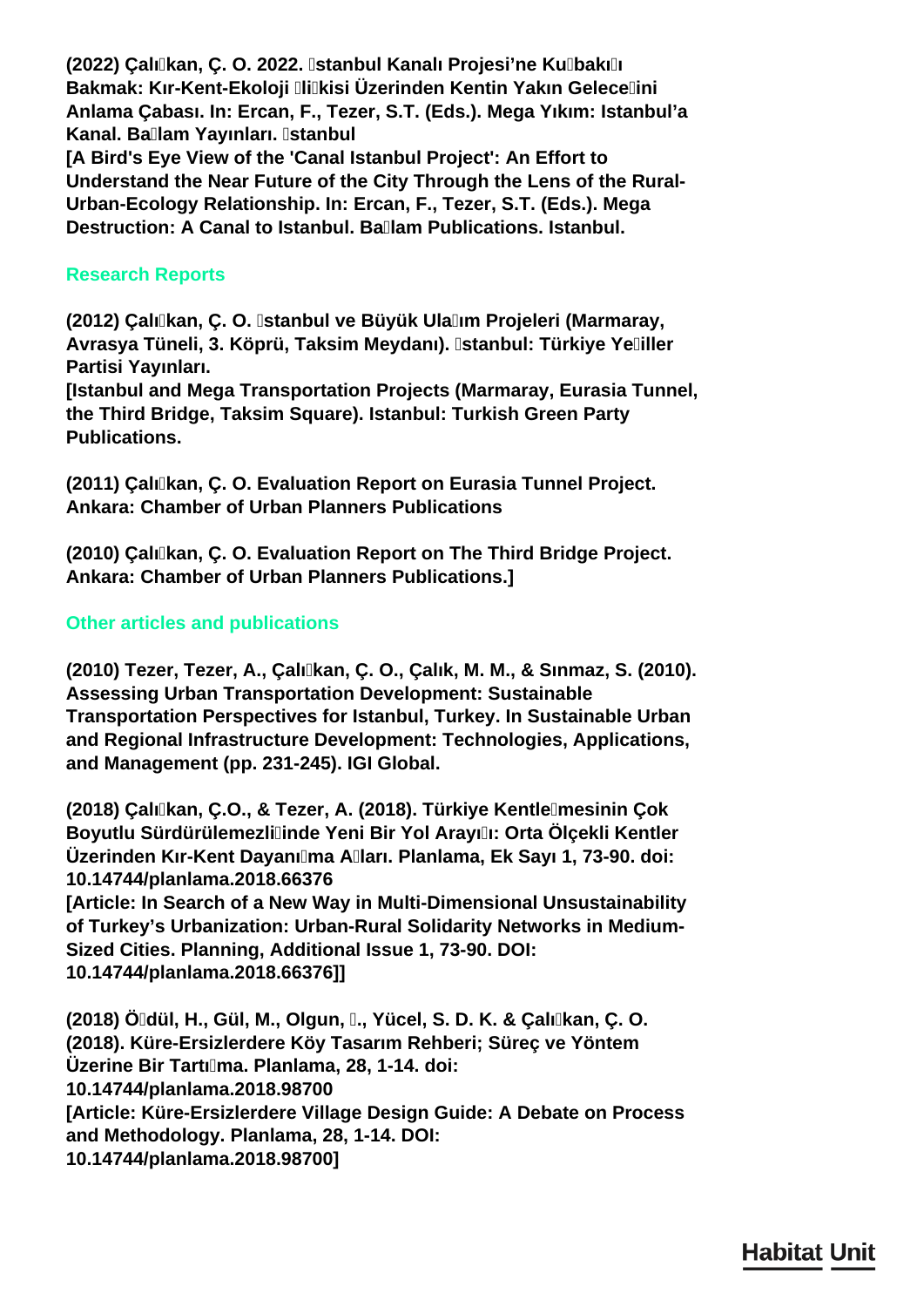**(2022) Çalı�kan, Ç. O. 2022. �stanbul Kanalı Projesi'ne Ku�bakı�ı Bakmak: Kır-Kent-Ekoloji �li�kisi Üzerinden Kentin Yakın Gelece�ini Anlama Çabası. In: Ercan, F., Tezer, S.T. (Eds.). Mega Yıkım: Istanbul'a Kanal. Ba�lam Yayınları. �stanbul**
**[A Bird's Eye View of the 'Canal Istanbul Project': An Effort to Understand the Near Future of the City Through the Lens of the Rural-Urban-Ecology Relationship. In: Ercan, F., Tezer, S.T. (Eds.). Mega Destruction: A Canal to Istanbul. Ba�lam Publications. Istanbul.**

## Research Reports

**(2012) Çalı�kan, Ç. O. �stanbul ve Büyük Ula�ım Projeleri (Marmaray, Avrasya Tüneli, 3. Köprü, Taksim Meydanı). �stanbul: Türkiye Ye�iller Partisi Yayınları.**
**[Istanbul and Mega Transportation Projects (Marmaray, Eurasia Tunnel, the Third Bridge, Taksim Square). Istanbul: Turkish Green Party Publications.**

**(2011) Çalı�kan, Ç. O. Evaluation Report on Eurasia Tunnel Project. Ankara: Chamber of Urban Planners Publications**

**(2010) Çalı�kan, Ç. O. Evaluation Report on The Third Bridge Project. Ankara: Chamber of Urban Planners Publications.]**

## Other articles and publications

**(2010) Tezer, Tezer, A., Çalı�kan, Ç. O., Çalık, M. M., & Sınmaz, S. (2010). Assessing Urban Transportation Development: Sustainable Transportation Perspectives for Istanbul, Turkey. In Sustainable Urban and Regional Infrastructure Development: Technologies, Applications, and Management (pp. 231-245). IGI Global.**

**(2018) Çalı�kan, Ç.O., & Tezer, A. (2018). Türkiye Kentle�mesinin Çok Boyutlu Sürdürülemezli�inde Yeni Bir Yol Arayı�ı: Orta Ölçekli Kentler Üzerinden Kır-Kent Dayanı�ma A�ları. Planlama, Ek Sayı 1, 73-90. doi: 10.14744/planlama.2018.66376**
**[Article: In Search of a New Way in Multi-Dimensional Unsustainability of Turkey's Urbanization: Urban-Rural Solidarity Networks in Medium-Sized Cities. Planning, Additional Issue 1, 73-90. DOI: 10.14744/planlama.2018.66376]]**

**(2018) Ö�dül, H., Gül, M., Olgun, �., Yücel, S. D. K. & Çalı�kan, Ç. O. (2018). Küre-Ersizlerdere Köy Tasarım Rehberi; Süreç ve Yöntem Üzerine Bir Tartı�ma. Planlama, 28, 1-14. doi: 10.14744/planlama.2018.98700**
**[Article: Küre-Ersizlerdere Village Design Guide: A Debate on Process and Methodology. Planlama, 28, 1-14. DOI: 10.14744/planlama.2018.98700]**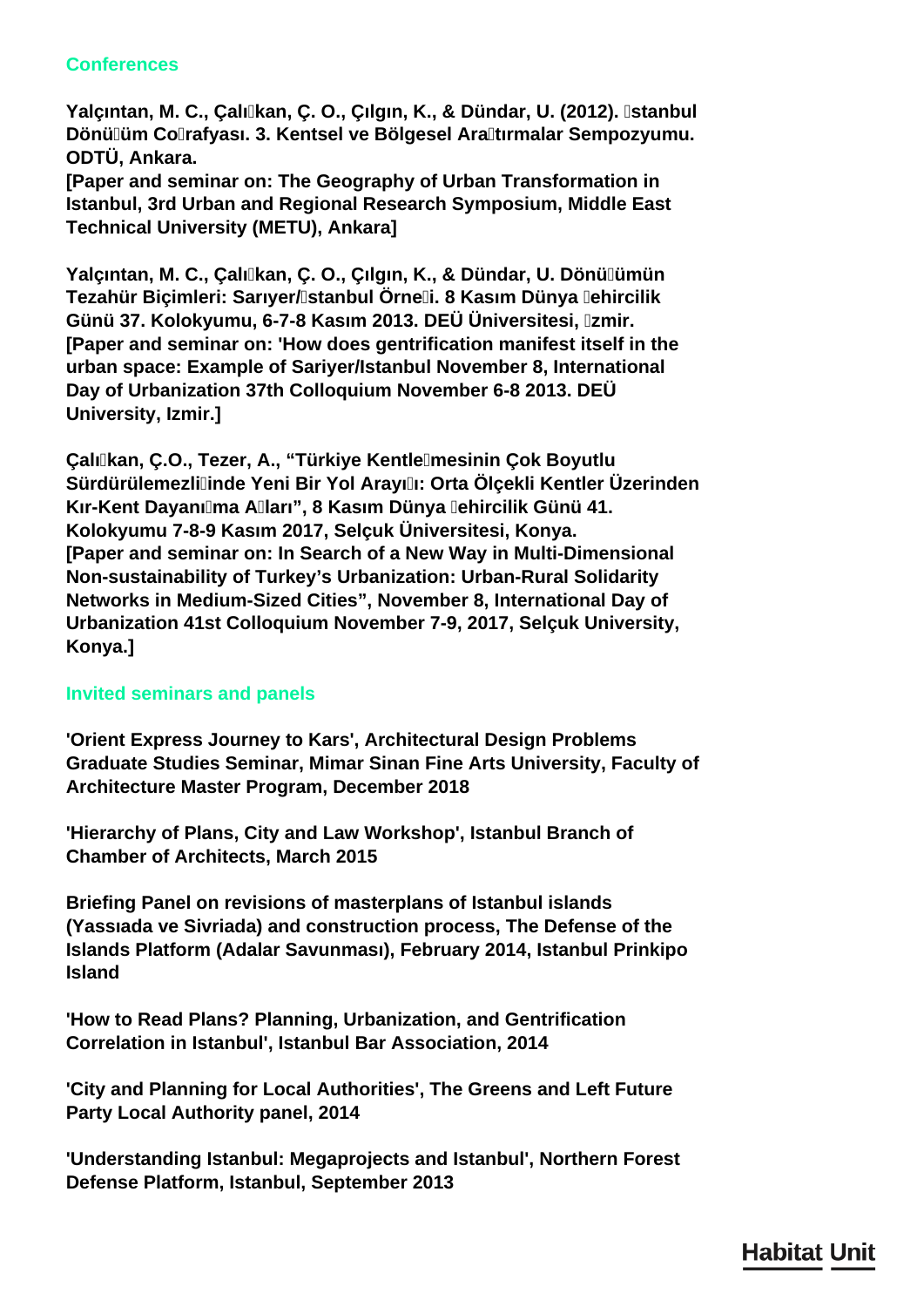## Conferences

**Yalçıntan, M. C., Çalı�kan, Ç. O., Çılgın, K., & Dündar, U. (2012). �stanbul Dönü�üm Co�rafyası. 3. Kentsel ve Bölgesel Ara�tırmalar Sempozyumu. ODTÜ, Ankara.**
**[Paper and seminar on: The Geography of Urban Transformation in Istanbul, 3rd Urban and Regional Research Symposium, Middle East Technical University (METU), Ankara]**

**Yalçıntan, M. C., Çalı�kan, Ç. O., Çılgın, K., & Dündar, U. Dönü�ümün Tezahür Biçimleri: Sarıyer/�stanbul Örne�i. 8 Kasım Dünya �ehircilik Günü 37. Kolokyumu, 6-7-8 Kasım 2013. DEÜ Üniversitesi, �zmir.**
**[Paper and seminar on: 'How does gentrification manifest itself in the urban space: Example of Sariyer/Istanbul November 8, International Day of Urbanization 37th Colloquium November 6-8 2013. DEÜ University, Izmir.]**

**Çalı�kan, Ç.O., Tezer, A., "Türkiye Kentle�mesinin Çok Boyutlu Sürdürülemezli�inde Yeni Bir Yol Arayı�ı: Orta Ölçekli Kentler Üzerinden Kır-Kent Dayanı�ma A�ları", 8 Kasım Dünya �ehircilik Günü 41. Kolokyumu 7-8-9 Kasım 2017, Selçuk Üniversitesi, Konya.**
**[Paper and seminar on: In Search of a New Way in Multi-Dimensional Non-sustainability of Turkey's Urbanization: Urban-Rural Solidarity Networks in Medium-Sized Cities", November 8, International Day of Urbanization 41st Colloquium November 7-9, 2017, Selçuk University, Konya.]**

## Invited seminars and panels

**'Orient Express Journey to Kars', Architectural Design Problems Graduate Studies Seminar, Mimar Sinan Fine Arts University, Faculty of Architecture Master Program, December 2018**

**'Hierarchy of Plans, City and Law Workshop', Istanbul Branch of Chamber of Architects, March 2015**

**Briefing Panel on revisions of masterplans of Istanbul islands (Yassıada ve Sivriada) and construction process, The Defense of the Islands Platform (Adalar Savunması), February 2014, Istanbul Prinkipo Island**

**'How to Read Plans? Planning, Urbanization, and Gentrification Correlation in Istanbul', Istanbul Bar Association, 2014**

**'City and Planning for Local Authorities', The Greens and Left Future Party Local Authority panel, 2014**

**'Understanding Istanbul: Megaprojects and Istanbul', Northern Forest Defense Platform, Istanbul, September 2013**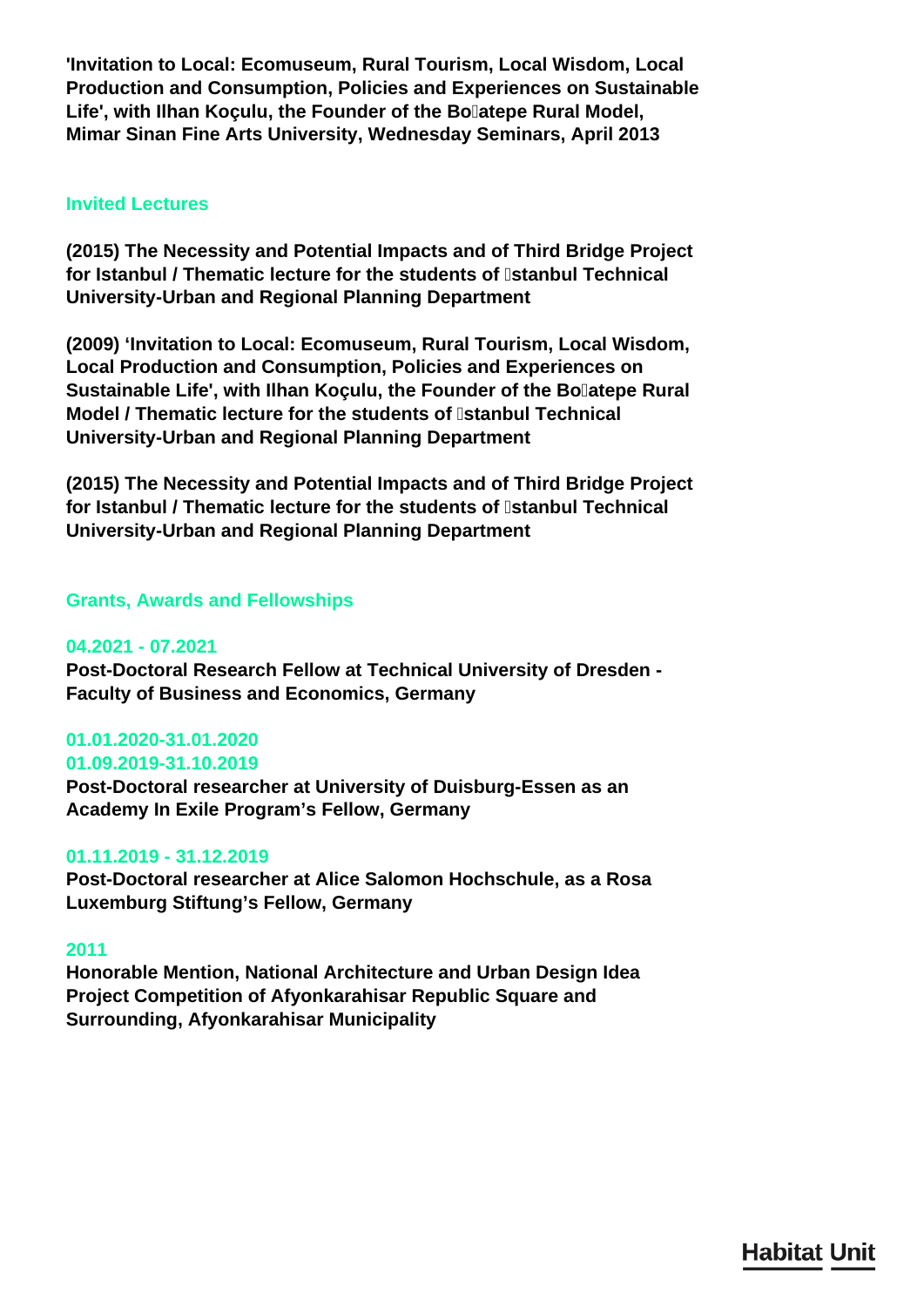**'Invitation to Local: Ecomuseum, Rural Tourism, Local Wisdom, Local Production and Consumption, Policies and Experiences on Sustainable Life', with Ilhan Koçulu, the Founder of the Bo�atepe Rural Model, Mimar Sinan Fine Arts University, Wednesday Seminars, April 2013**

## Invited Lectures

**(2015) The Necessity and Potential Impacts and of Third Bridge Project for Istanbul / Thematic lecture for the students of �stanbul Technical University-Urban and Regional Planning Department**

**(2009) 'Invitation to Local: Ecomuseum, Rural Tourism, Local Wisdom, Local Production and Consumption, Policies and Experiences on Sustainable Life', with Ilhan Koçulu, the Founder of the Bo�atepe Rural Model / Thematic lecture for the students of �stanbul Technical University-Urban and Regional Planning Department**

**(2015) The Necessity and Potential Impacts and of Third Bridge Project for Istanbul / Thematic lecture for the students of �stanbul Technical University-Urban and Regional Planning Department**

## Grants, Awards and Fellowships

**04.2021 - 07.2021**
**Post-Doctoral Research Fellow at Technical University of Dresden - Faculty of Business and Economics, Germany**

**01.01.2020-31.01.2020**
**01.09.2019-31.10.2019**
**Post-Doctoral researcher at University of Duisburg-Essen as an Academy In Exile Program's Fellow, Germany**

**01.11.2019 - 31.12.2019**
**Post-Doctoral researcher at Alice Salomon Hochschule, as a Rosa Luxemburg Stiftung's Fellow, Germany**

**2011**
**Honorable Mention, National Architecture and Urban Design Idea Project Competition of Afyonkarahisar Republic Square and Surrounding, Afyonkarahisar Municipality**